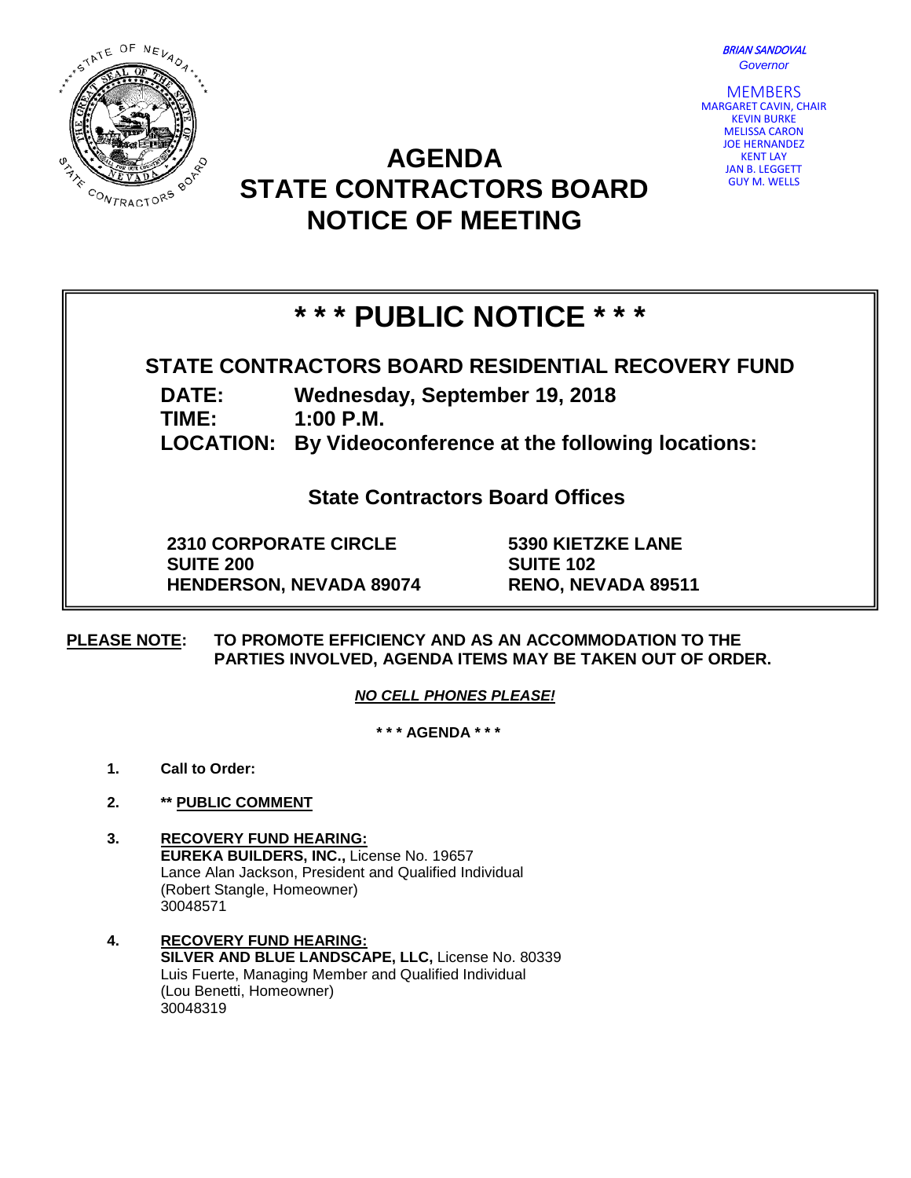*BRIAN SANDOVAL*
*Governor*

MEMBERS
MARGARET CAVIN, CHAIR
KEVIN BURKE
MELISSA CARON
JOE HERNANDEZ
KENT LAY
JAN B. LEGGETT
GUY M. WELLS

# AGENDA
# STATE CONTRACTORS BOARD
# NOTICE OF MEETING

## * * * PUBLIC NOTICE * * *

**STATE CONTRACTORS BOARD RESIDENTIAL RECOVERY FUND**

**DATE:** **Wednesday, September 19, 2018**
**TIME:** **1:00 P.M.**
**LOCATION:** **By Videoconference at the following locations:**

**State Contractors Board Offices**

**2310 CORPORATE CIRCLE**
**SUITE 200**
**HENDERSON, NEVADA 89074**

**5390 KIETZKE LANE**
**SUITE 102**
**RENO, NEVADA 89511**

**PLEASE NOTE:** **TO PROMOTE EFFICIENCY AND AS AN ACCOMMODATION TO THE PARTIES INVOLVED, AGENDA ITEMS MAY BE TAKEN OUT OF ORDER.**

***NO CELL PHONES PLEASE!***

**\* \* \* AGENDA \* \* \***

1. **Call to Order:**

2. **\*\* PUBLIC COMMENT**

3. **RECOVERY FUND HEARING:**
   **EUREKA BUILDERS, INC.,** License No. 19657
   Lance Alan Jackson, President and Qualified Individual
   (Robert Stangle, Homeowner)
   30048571

4. **RECOVERY FUND HEARING:**
   **SILVER AND BLUE LANDSCAPE, LLC,** License No. 80339
   Luis Fuerte, Managing Member and Qualified Individual
   (Lou Benetti, Homeowner)
   30048319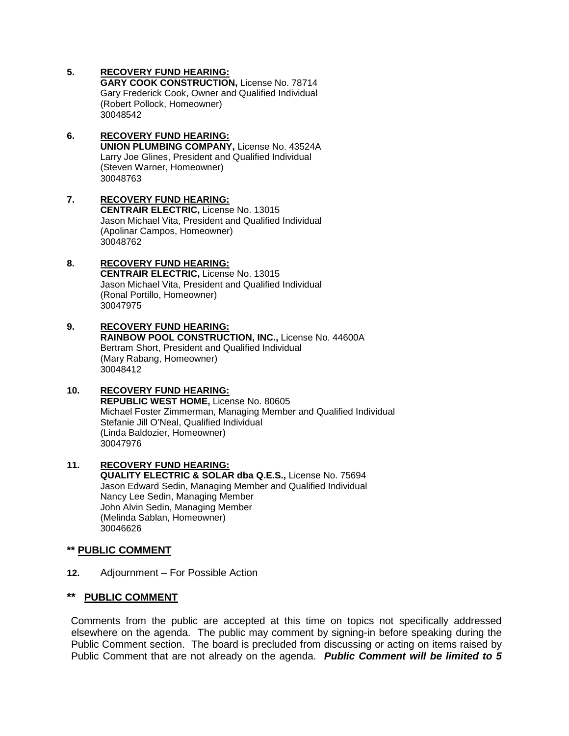5. **RECOVERY FUND HEARING:**
   **GARY COOK CONSTRUCTION,** License No. 78714
   Gary Frederick Cook, Owner and Qualified Individual
   (Robert Pollock, Homeowner)
   30048542

6. **RECOVERY FUND HEARING:**
   **UNION PLUMBING COMPANY,** License No. 43524A
   Larry Joe Glines, President and Qualified Individual
   (Steven Warner, Homeowner)
   30048763

7. **RECOVERY FUND HEARING:**
   **CENTRAIR ELECTRIC,** License No. 13015
   Jason Michael Vita, President and Qualified Individual
   (Apolinar Campos, Homeowner)
   30048762

8. **RECOVERY FUND HEARING:**
   **CENTRAIR ELECTRIC,** License No. 13015
   Jason Michael Vita, President and Qualified Individual
   (Ronal Portillo, Homeowner)
   30047975

9. **RECOVERY FUND HEARING:**
   **RAINBOW POOL CONSTRUCTION, INC.,** License No. 44600A
   Bertram Short, President and Qualified Individual
   (Mary Rabang, Homeowner)
   30048412

10. **RECOVERY FUND HEARING:**
    **REPUBLIC WEST HOME,** License No. 80605
    Michael Foster Zimmerman, Managing Member and Qualified Individual
    Stefanie Jill O'Neal, Qualified Individual
    (Linda Baldozier, Homeowner)
    30047976

11. **RECOVERY FUND HEARING:**
    **QUALITY ELECTRIC & SOLAR dba Q.E.S.,** License No. 75694
    Jason Edward Sedin, Managing Member and Qualified Individual
    Nancy Lee Sedin, Managing Member
    John Alvin Sedin, Managing Member
    (Melinda Sablan, Homeowner)
    30046626

**\*\* PUBLIC COMMENT**

12. Adjournment – For Possible Action

**\*\* PUBLIC COMMENT**

Comments from the public are accepted at this time on topics not specifically addressed elsewhere on the agenda. The public may comment by signing-in before speaking during the Public Comment section. The board is precluded from discussing or acting on items raised by Public Comment that are not already on the agenda. ***Public Comment will be limited to 5***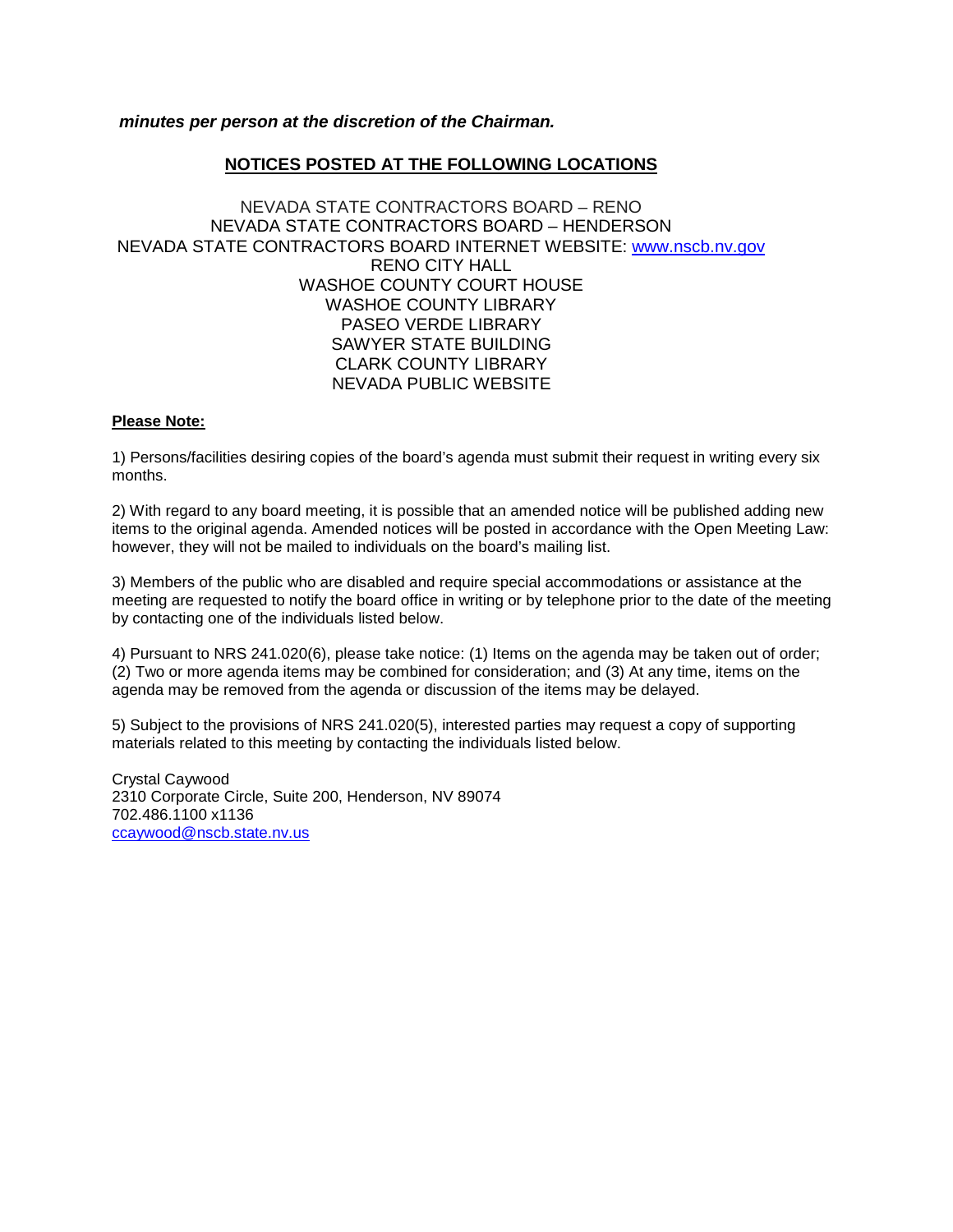***minutes per person at the discretion of the Chairman.***

## **NOTICES POSTED AT THE FOLLOWING LOCATIONS**

NEVADA STATE CONTRACTORS BOARD – RENO
NEVADA STATE CONTRACTORS BOARD – HENDERSON
NEVADA STATE CONTRACTORS BOARD INTERNET WEBSITE: www.nscb.nv.gov
RENO CITY HALL
WASHOE COUNTY COURT HOUSE
WASHOE COUNTY LIBRARY
PASEO VERDE LIBRARY
SAWYER STATE BUILDING
CLARK COUNTY LIBRARY
NEVADA PUBLIC WEBSITE

**Please Note:**

1) Persons/facilities desiring copies of the board's agenda must submit their request in writing every six months.

2) With regard to any board meeting, it is possible that an amended notice will be published adding new items to the original agenda. Amended notices will be posted in accordance with the Open Meeting Law: however, they will not be mailed to individuals on the board's mailing list.

3) Members of the public who are disabled and require special accommodations or assistance at the meeting are requested to notify the board office in writing or by telephone prior to the date of the meeting by contacting one of the individuals listed below.

4) Pursuant to NRS 241.020(6), please take notice: (1) Items on the agenda may be taken out of order; (2) Two or more agenda items may be combined for consideration; and (3) At any time, items on the agenda may be removed from the agenda or discussion of the items may be delayed.

5) Subject to the provisions of NRS 241.020(5), interested parties may request a copy of supporting materials related to this meeting by contacting the individuals listed below.

Crystal Caywood
2310 Corporate Circle, Suite 200, Henderson, NV 89074
702.486.1100 x1136
ccaywood@nscb.state.nv.us